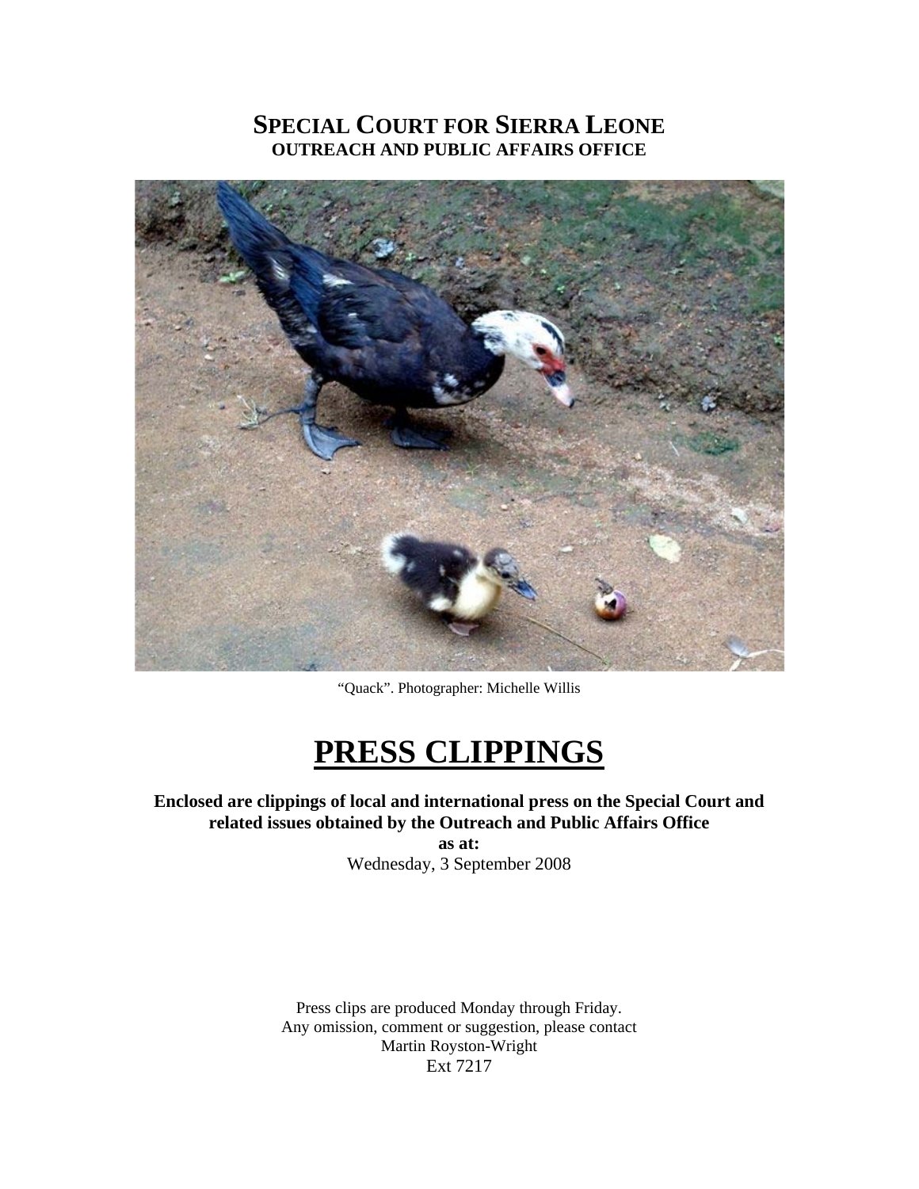# SPECIAL COURT FOR SIERRA LEONE

**OUTREACH AND PUBLIC AFFAIRS OFFICE**

"Quack". Photographer: Michelle Willis

# PRESS CLIPPINGS

**Enclosed are clippings of local and international press on the Special Court and related issues obtained by the Outreach and Public Affairs Office**

**as at:**

Wednesday, 3 September 2008

Press clips are produced Monday through Friday.
Any omission, comment or suggestion, please contact
Martin Royston-Wright
Ext 7217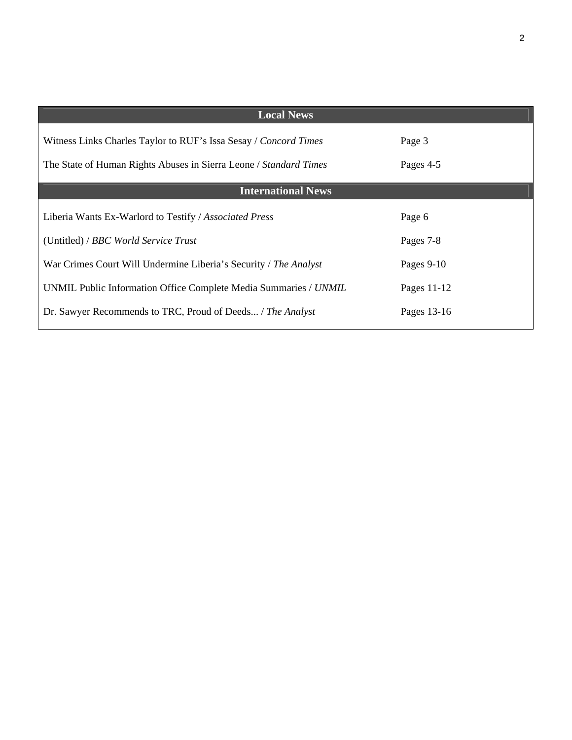| Local News | |
|---|---|
| Witness Links Charles Taylor to RUF's Issa Sesay / *Concord Times* | Page 3 |
| The State of Human Rights Abuses in Sierra Leone / *Standard Times* | Pages 4-5 |
| **International News** | |
| Liberia Wants Ex-Warlord to Testify / *Associated Press* | Page 6 |
| (Untitled) / *BBC World Service Trust* | Pages 7-8 |
| War Crimes Court Will Undermine Liberia's Security / *The Analyst* | Pages 9-10 |
| UNMIL Public Information Office Complete Media Summaries / *UNMIL* | Pages 11-12 |
| Dr. Sawyer Recommends to TRC, Proud of Deeds... / *The Analyst* | Pages 13-16 |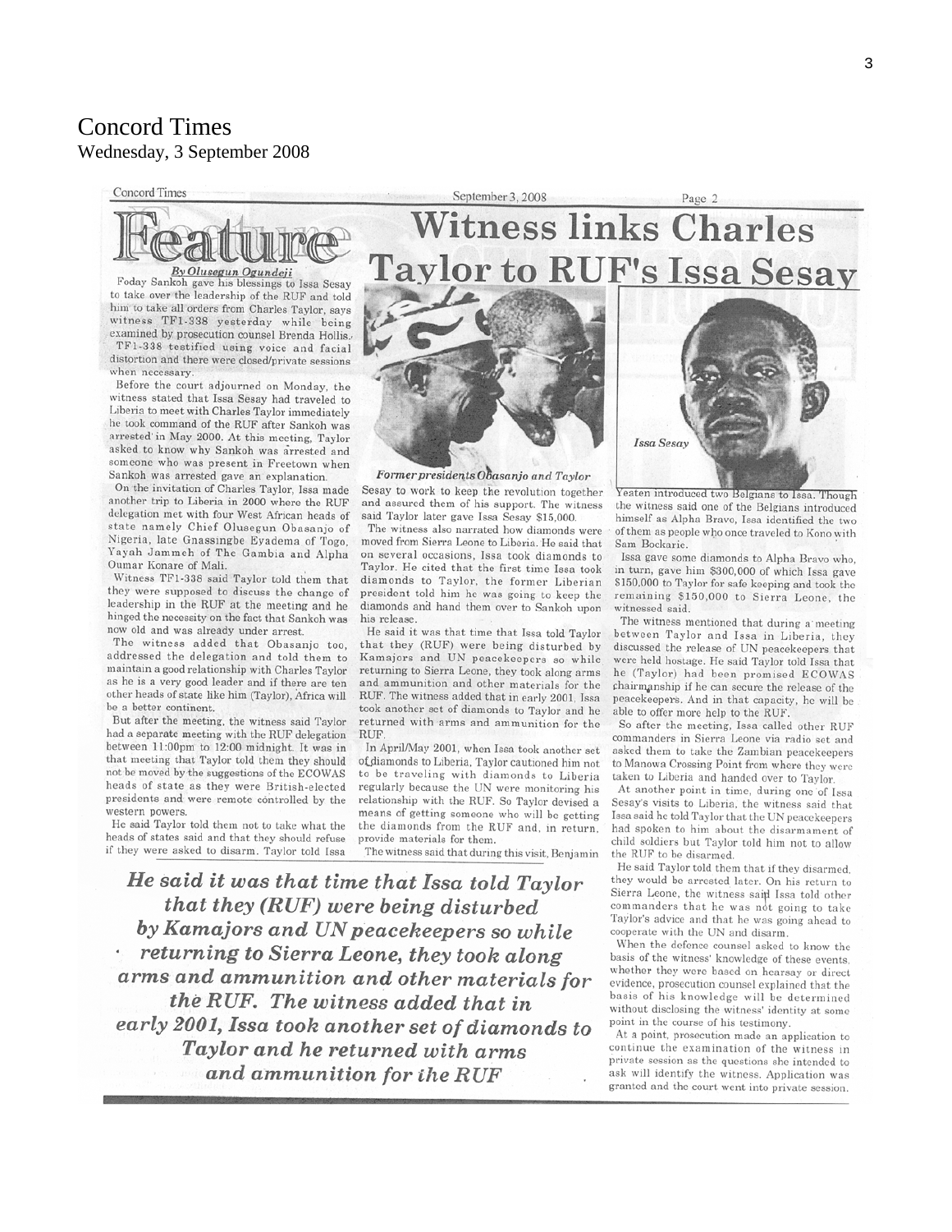# Concord Times

Wednesday, 3 September 2008

Concord Times September 3, 2008 Page 2

## Feature

# Witness links Charles Taylor to RUF's Issa Sesay

*By Olusegun Ogundeji*

Foday Sankoh gave his blessings to Issa Sesay to take over the leadership of the RUF and told him to take all orders from Charles Taylor, says witness TF1-338 yesterday while being examined by prosecution counsel Brenda Hollis.

TF1-338 testified using voice and facial distortion and there were closed/private sessions when necessary.

Before the court adjourned on Monday, the witness stated that Issa Sesay had traveled to Liberia to meet with Charles Taylor immediately he took command of the RUF after Sankoh was arrested in May 2000. At this meeting, Taylor asked to know why Sankoh was arrested and someone who was present in Freetown when Sankoh was arrested gave an explanation.

On the invitation of Charles Taylor, Issa made another trip to Liberia in 2000 where the RUF delegation met with four West African heads of state namely Chief Olusegun Obasanjo of Nigeria, late Gnassingbe Eyadema of Togo, Yayah Jammeh of The Gambia and Alpha Oumar Konare of Mali.

Witness TF1-338 said Taylor told them that they were supposed to discuss the change of leadership in the RUF at the meeting and he hinged the necessity on the fact that Sankoh was now old and was already under arrest.

The witness added that Obasanjo too, addressed the delegation and told them to maintain a good relationship with Charles Taylor as he is a very good leader and if there are ten other heads of state like him (Taylor), Africa will be a better continent.

But after the meeting, the witness said Taylor had a separate meeting with the RUF delegation between 11:00pm to 12:00 midnight. It was in that meeting that Taylor told them they should not be moved by the suggestions of the ECOWAS heads of state as they were British-elected presidents and were remote controlled by the western powers.

He said Taylor told them not to take what the heads of states said and that they should refuse if they were asked to disarm. Taylor told Issa Sesay to work to keep the revolution together and assured them of his support. The witness said Taylor later gave Issa Sesay $15,000.

Former presidents Obasanjo and Taylor

The witness also narrated how diamonds were moved from Sierra Leone to Liberia. He said that on several occasions, Issa took diamonds to Taylor. He cited that the first time Issa took diamonds to Taylor, the former Liberian president told him he was going to keep the diamonds and hand them over to Sankoh upon his release.

He said it was that time that Issa told Taylor that they (RUF) were being disturbed by Kamajors and UN peacekeepers so while returning to Sierra Leone, they took along arms and ammunition and other materials for the RUF. The witness added that in early 2001, Issa took another set of diamonds to Taylor and he returned with arms and ammunition for the RUF.

In April/May 2001, when Issa took another set of diamonds to Liberia, Taylor cautioned him not to be traveling with diamonds to Liberia regularly because the UN were monitoring his relationship with the RUF. So Taylor devised a means of getting someone who will be getting the diamonds from the RUF and, in return, provide materials for them.

The witness said that during this visit, Benjamin Yeaten introduced two Belgians to Issa. Though the witness said one of the Belgians introduced himself as Alpha Bravo, Issa identified the two of them as people who once traveled to Kono with Sam Bockarie.

Issa Sesay

Issa gave some diamonds to Alpha Bravo who, in turn, gave him $300,000 of which Issa gave $150,000 to Taylor for safe keeping and took the remaining $150,000 to Sierra Leone, the witness said.

The witness mentioned that during a meeting between Taylor and Issa in Liberia, they discussed the release of UN peacekeepers that were held hostage. He said Taylor told Issa that he (Taylor) had been promised ECOWAS chairmanship if he can secure the release of the peacekeepers. And in that capacity, he will be able to offer more help to the RUF.

So after the meeting, Issa called other RUF commanders in Sierra Leone via radio set and asked them to take the Zambian peacekeepers to Manowa Crossing Point from where they were taken to Liberia and handed over to Taylor.

At another point in time, during one of Issa Sesay's visits to Liberia, the witness said that Issa said he told Taylor that the UN peacekeepers had spoken to him about the disarmament of child soldiers but Taylor told him not to allow the RUF to be disarmed.

He said Taylor told them that if they disarmed, they would be arrested later. On his return to Sierra Leone, the witness said Issa told other commanders that he was not going to take Taylor's advice and that he was going ahead to cooperate with the UN and disarm.

When the defence counsel asked to know the basis of the witness' knowledge of these events, whether they were based on hearsay or direct evidence, prosecution counsel explained that the basis of his knowledge will be determined without disclosing the witness' identity at some point in the course of his testimony.

At a point, prosecution made an application to continue the examination of the witness in private session as the questions she intended to ask will identify the witness. Application was granted and the court went into private session.

*He said it was that time that Issa told Taylor that they (RUF) were being disturbed by Kamajors and UN peacekeepers so while returning to Sierra Leone, they took along arms and ammunition and other materials for the RUF. The witness added that in early 2001, Issa took another set of diamonds to Taylor and he returned with arms and ammunition for the RUF*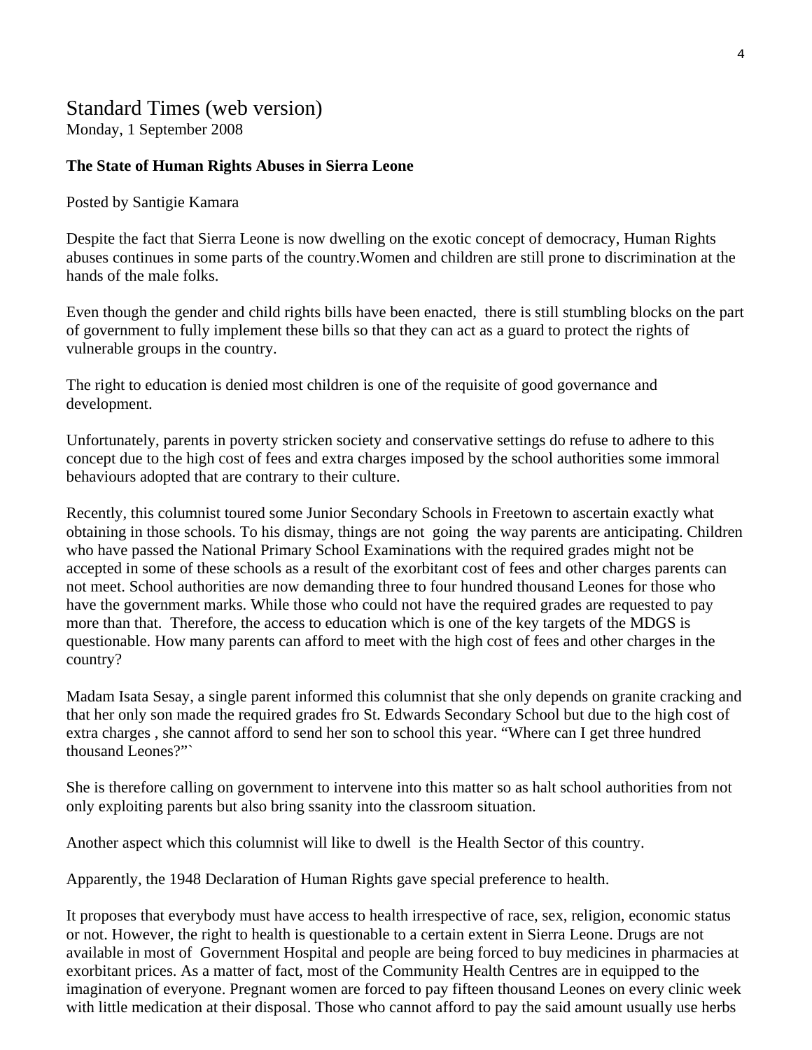Standard Times (web version)
Monday, 1 September 2008

**The State of Human Rights Abuses in Sierra Leone**

Posted by Santigie Kamara

Despite the fact that Sierra Leone is now dwelling on the exotic concept of democracy, Human Rights abuses continues in some parts of the country.Women and children are still prone to discrimination at the hands of the male folks.

Even though the gender and child rights bills have been enacted, there is still stumbling blocks on the part of government to fully implement these bills so that they can act as a guard to protect the rights of vulnerable groups in the country.

The right to education is denied most children is one of the requisite of good governance and development.

Unfortunately, parents in poverty stricken society and conservative settings do refuse to adhere to this concept due to the high cost of fees and extra charges imposed by the school authorities some immoral behaviours adopted that are contrary to their culture.

Recently, this columnist toured some Junior Secondary Schools in Freetown to ascertain exactly what obtaining in those schools. To his dismay, things are not going the way parents are anticipating. Children who have passed the National Primary School Examinations with the required grades might not be accepted in some of these schools as a result of the exorbitant cost of fees and other charges parents can not meet. School authorities are now demanding three to four hundred thousand Leones for those who have the government marks. While those who could not have the required grades are requested to pay more than that. Therefore, the access to education which is one of the key targets of the MDGS is questionable. How many parents can afford to meet with the high cost of fees and other charges in the country?

Madam Isata Sesay, a single parent informed this columnist that she only depends on granite cracking and that her only son made the required grades fro St. Edwards Secondary School but due to the high cost of extra charges , she cannot afford to send her son to school this year. "Where can I get three hundred thousand Leones?"`

She is therefore calling on government to intervene into this matter so as halt school authorities from not only exploiting parents but also bring ssanity into the classroom situation.

Another aspect which this columnist will like to dwell is the Health Sector of this country.

Apparently, the 1948 Declaration of Human Rights gave special preference to health.

It proposes that everybody must have access to health irrespective of race, sex, religion, economic status or not. However, the right to health is questionable to a certain extent in Sierra Leone. Drugs are not available in most of Government Hospital and people are being forced to buy medicines in pharmacies at exorbitant prices. As a matter of fact, most of the Community Health Centres are in equipped to the imagination of everyone. Pregnant women are forced to pay fifteen thousand Leones on every clinic week with little medication at their disposal. Those who cannot afford to pay the said amount usually use herbs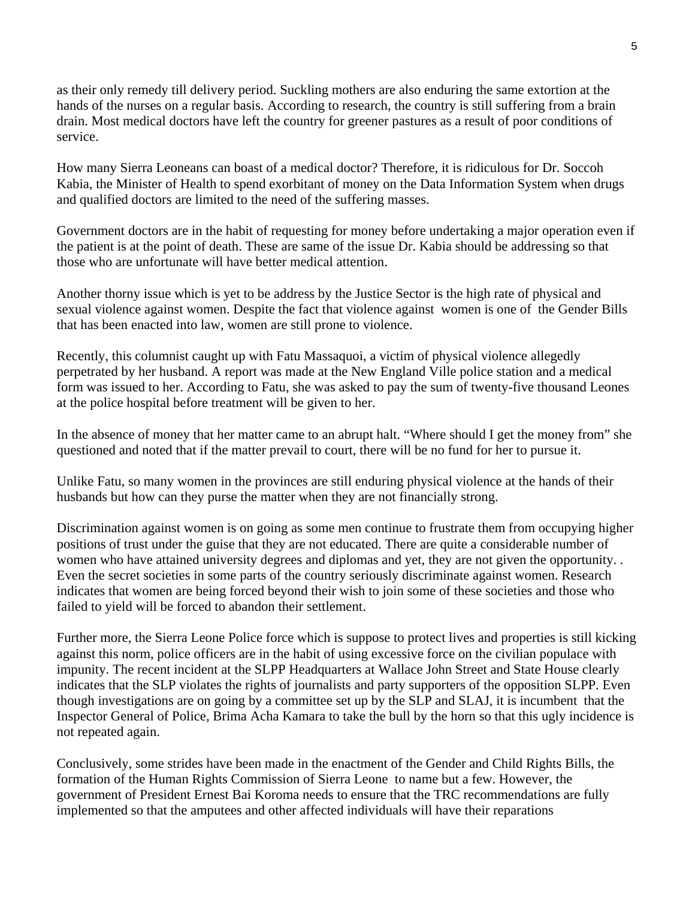as their only remedy till delivery period. Suckling mothers are also enduring the same extortion at the hands of the nurses on a regular basis. According to research, the country is still suffering from a brain drain. Most medical doctors have left the country for greener pastures as a result of poor conditions of service.

How many Sierra Leoneans can boast of a medical doctor? Therefore, it is ridiculous for Dr. Soccoh Kabia, the Minister of Health to spend exorbitant of money on the Data Information System when drugs and qualified doctors are limited to the need of the suffering masses.

Government doctors are in the habit of requesting for money before undertaking a major operation even if the patient is at the point of death. These are same of the issue Dr. Kabia should be addressing so that those who are unfortunate will have better medical attention.

Another thorny issue which is yet to be address by the Justice Sector is the high rate of physical and sexual violence against women. Despite the fact that violence against women is one of the Gender Bills that has been enacted into law, women are still prone to violence.

Recently, this columnist caught up with Fatu Massaquoi, a victim of physical violence allegedly perpetrated by her husband. A report was made at the New England Ville police station and a medical form was issued to her. According to Fatu, she was asked to pay the sum of twenty-five thousand Leones at the police hospital before treatment will be given to her.

In the absence of money that her matter came to an abrupt halt. “Where should I get the money from” she questioned and noted that if the matter prevail to court, there will be no fund for her to pursue it.

Unlike Fatu, so many women in the provinces are still enduring physical violence at the hands of their husbands but how can they purse the matter when they are not financially strong.

Discrimination against women is on going as some men continue to frustrate them from occupying higher positions of trust under the guise that they are not educated. There are quite a considerable number of women who have attained university degrees and diplomas and yet, they are not given the opportunity. . Even the secret societies in some parts of the country seriously discriminate against women. Research indicates that women are being forced beyond their wish to join some of these societies and those who failed to yield will be forced to abandon their settlement.

Further more, the Sierra Leone Police force which is suppose to protect lives and properties is still kicking against this norm, police officers are in the habit of using excessive force on the civilian populace with impunity. The recent incident at the SLPP Headquarters at Wallace John Street and State House clearly indicates that the SLP violates the rights of journalists and party supporters of the opposition SLPP. Even though investigations are on going by a committee set up by the SLP and SLAJ, it is incumbent that the Inspector General of Police, Brima Acha Kamara to take the bull by the horn so that this ugly incidence is not repeated again.

Conclusively, some strides have been made in the enactment of the Gender and Child Rights Bills, the formation of the Human Rights Commission of Sierra Leone to name but a few. However, the government of President Ernest Bai Koroma needs to ensure that the TRC recommendations are fully implemented so that the amputees and other affected individuals will have their reparations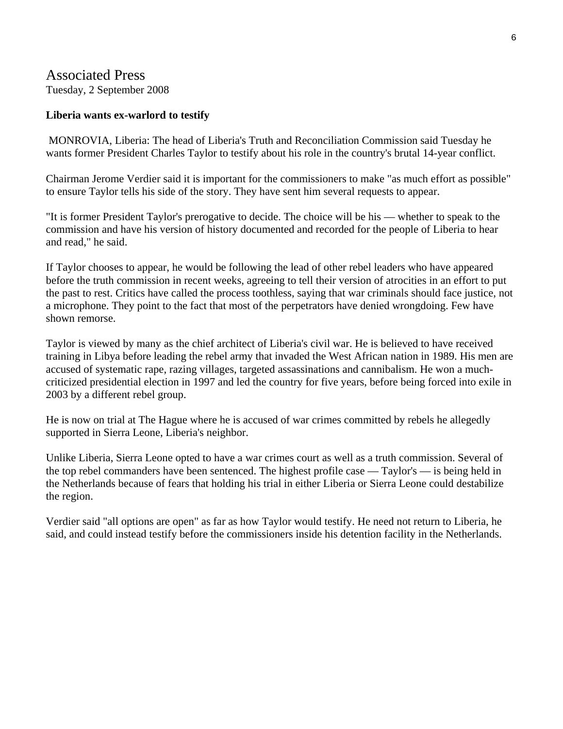# Associated Press

Tuesday, 2 September 2008

**Liberia wants ex-warlord to testify**

MONROVIA, Liberia: The head of Liberia's Truth and Reconciliation Commission said Tuesday he wants former President Charles Taylor to testify about his role in the country's brutal 14-year conflict.

Chairman Jerome Verdier said it is important for the commissioners to make "as much effort as possible" to ensure Taylor tells his side of the story. They have sent him several requests to appear.

"It is former President Taylor's prerogative to decide. The choice will be his — whether to speak to the commission and have his version of history documented and recorded for the people of Liberia to hear and read," he said.

If Taylor chooses to appear, he would be following the lead of other rebel leaders who have appeared before the truth commission in recent weeks, agreeing to tell their version of atrocities in an effort to put the past to rest. Critics have called the process toothless, saying that war criminals should face justice, not a microphone. They point to the fact that most of the perpetrators have denied wrongdoing. Few have shown remorse.

Taylor is viewed by many as the chief architect of Liberia's civil war. He is believed to have received training in Libya before leading the rebel army that invaded the West African nation in 1989. His men are accused of systematic rape, razing villages, targeted assassinations and cannibalism. He won a much-criticized presidential election in 1997 and led the country for five years, before being forced into exile in 2003 by a different rebel group.

He is now on trial at The Hague where he is accused of war crimes committed by rebels he allegedly supported in Sierra Leone, Liberia's neighbor.

Unlike Liberia, Sierra Leone opted to have a war crimes court as well as a truth commission. Several of the top rebel commanders have been sentenced. The highest profile case — Taylor's — is being held in the Netherlands because of fears that holding his trial in either Liberia or Sierra Leone could destabilize the region.

Verdier said "all options are open" as far as how Taylor would testify. He need not return to Liberia, he said, and could instead testify before the commissioners inside his detention facility in the Netherlands.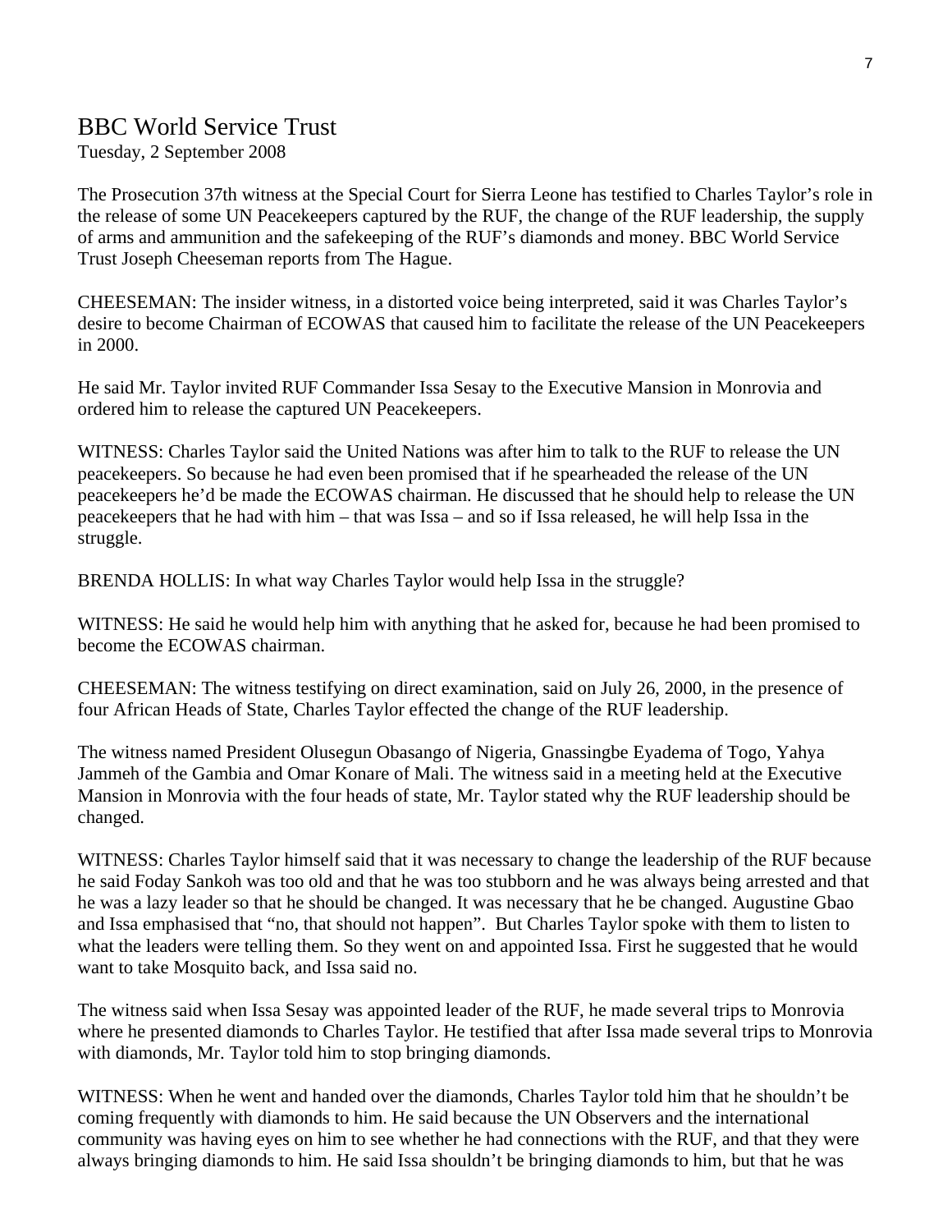# BBC World Service Trust

Tuesday, 2 September 2008

The Prosecution 37th witness at the Special Court for Sierra Leone has testified to Charles Taylor's role in the release of some UN Peacekeepers captured by the RUF, the change of the RUF leadership, the supply of arms and ammunition and the safekeeping of the RUF's diamonds and money. BBC World Service Trust Joseph Cheeseman reports from The Hague.

CHEESEMAN: The insider witness, in a distorted voice being interpreted, said it was Charles Taylor's desire to become Chairman of ECOWAS that caused him to facilitate the release of the UN Peacekeepers in 2000.

He said Mr. Taylor invited RUF Commander Issa Sesay to the Executive Mansion in Monrovia and ordered him to release the captured UN Peacekeepers.

WITNESS: Charles Taylor said the United Nations was after him to talk to the RUF to release the UN peacekeepers. So because he had even been promised that if he spearheaded the release of the UN peacekeepers he'd be made the ECOWAS chairman. He discussed that he should help to release the UN peacekeepers that he had with him – that was Issa – and so if Issa released, he will help Issa in the struggle.

BRENDA HOLLIS: In what way Charles Taylor would help Issa in the struggle?

WITNESS: He said he would help him with anything that he asked for, because he had been promised to become the ECOWAS chairman.

CHEESEMAN: The witness testifying on direct examination, said on July 26, 2000, in the presence of four African Heads of State, Charles Taylor effected the change of the RUF leadership.

The witness named President Olusegun Obasango of Nigeria, Gnassingbe Eyadema of Togo, Yahya Jammeh of the Gambia and Omar Konare of Mali. The witness said in a meeting held at the Executive Mansion in Monrovia with the four heads of state, Mr. Taylor stated why the RUF leadership should be changed.

WITNESS: Charles Taylor himself said that it was necessary to change the leadership of the RUF because he said Foday Sankoh was too old and that he was too stubborn and he was always being arrested and that he was a lazy leader so that he should be changed. It was necessary that he be changed. Augustine Gbao and Issa emphasised that "no, that should not happen". But Charles Taylor spoke with them to listen to what the leaders were telling them. So they went on and appointed Issa. First he suggested that he would want to take Mosquito back, and Issa said no.

The witness said when Issa Sesay was appointed leader of the RUF, he made several trips to Monrovia where he presented diamonds to Charles Taylor. He testified that after Issa made several trips to Monrovia with diamonds, Mr. Taylor told him to stop bringing diamonds.

WITNESS: When he went and handed over the diamonds, Charles Taylor told him that he shouldn't be coming frequently with diamonds to him. He said because the UN Observers and the international community was having eyes on him to see whether he had connections with the RUF, and that they were always bringing diamonds to him. He said Issa shouldn't be bringing diamonds to him, but that he was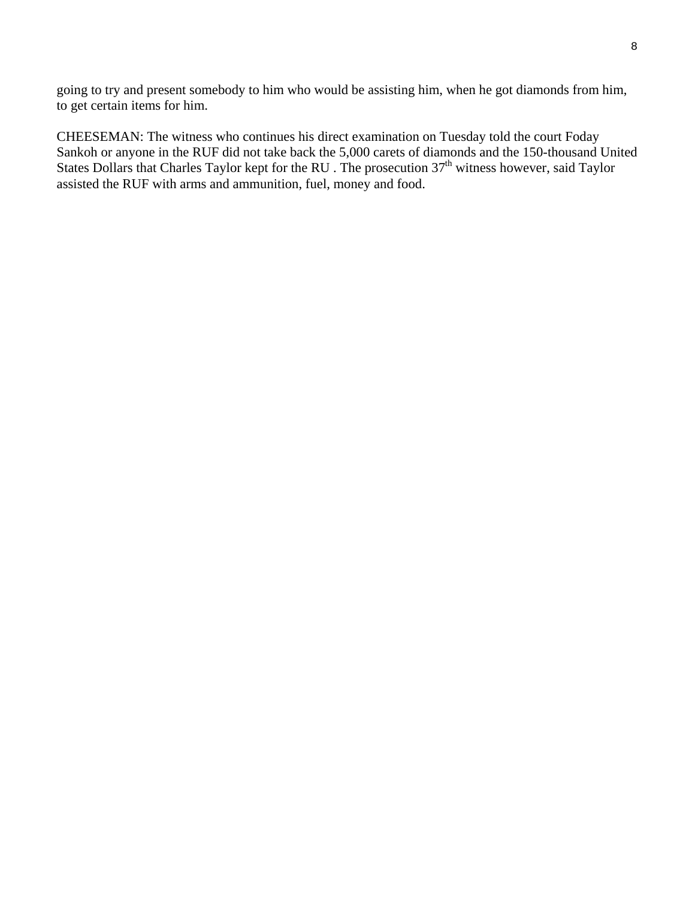going to try and present somebody to him who would be assisting him, when he got diamonds from him, to get certain items for him.

CHEESEMAN: The witness who continues his direct examination on Tuesday told the court Foday Sankoh or anyone in the RUF did not take back the 5,000 carets of diamonds and the 150-thousand United States Dollars that Charles Taylor kept for the RU . The prosecution 37th witness however, said Taylor assisted the RUF with arms and ammunition, fuel, money and food.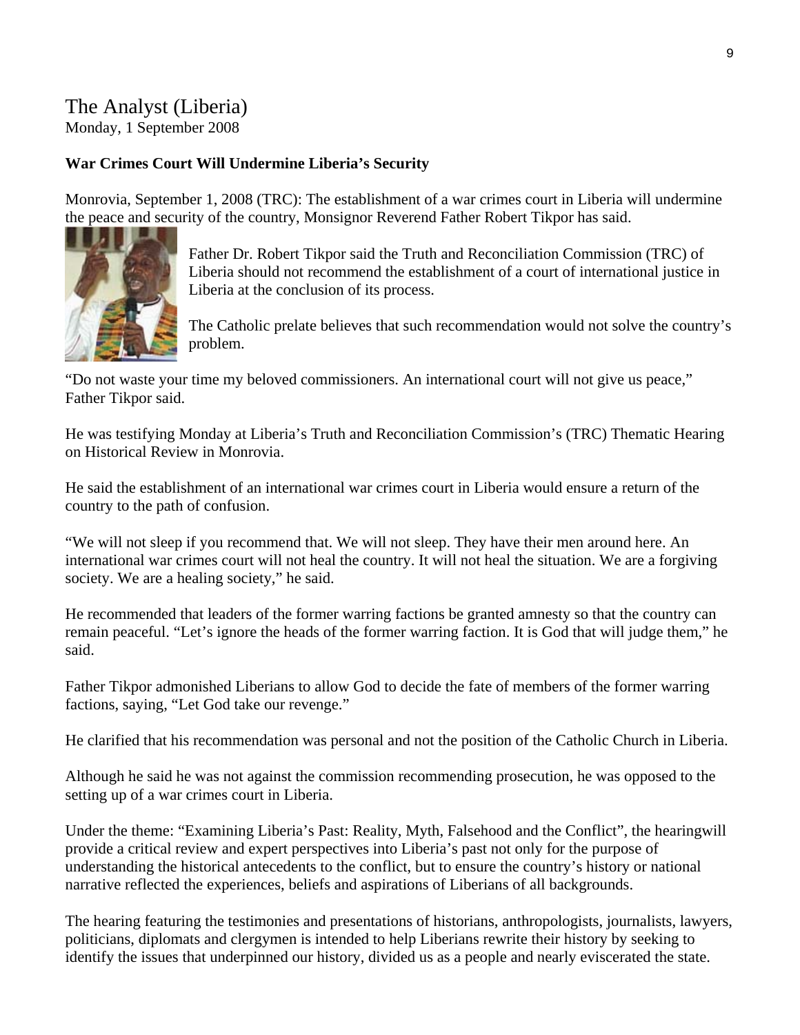# The Analyst (Liberia)

Monday, 1 September 2008

**War Crimes Court Will Undermine Liberia's Security**

Monrovia, September 1, 2008 (TRC): The establishment of a war crimes court in Liberia will undermine the peace and security of the country, Monsignor Reverend Father Robert Tikpor has said.

Father Dr. Robert Tikpor said the Truth and Reconciliation Commission (TRC) of Liberia should not recommend the establishment of a court of international justice in Liberia at the conclusion of its process.

The Catholic prelate believes that such recommendation would not solve the country's problem.

"Do not waste your time my beloved commissioners. An international court will not give us peace," Father Tikpor said.

He was testifying Monday at Liberia's Truth and Reconciliation Commission's (TRC) Thematic Hearing on Historical Review in Monrovia.

He said the establishment of an international war crimes court in Liberia would ensure a return of the country to the path of confusion.

"We will not sleep if you recommend that. We will not sleep. They have their men around here. An international war crimes court will not heal the country. It will not heal the situation. We are a forgiving society. We are a healing society," he said.

He recommended that leaders of the former warring factions be granted amnesty so that the country can remain peaceful. "Let's ignore the heads of the former warring faction. It is God that will judge them," he said.

Father Tikpor admonished Liberians to allow God to decide the fate of members of the former warring factions, saying, "Let God take our revenge."

He clarified that his recommendation was personal and not the position of the Catholic Church in Liberia.

Although he said he was not against the commission recommending prosecution, he was opposed to the setting up of a war crimes court in Liberia.

Under the theme: "Examining Liberia's Past: Reality, Myth, Falsehood and the Conflict", the hearingwill provide a critical review and expert perspectives into Liberia's past not only for the purpose of understanding the historical antecedents to the conflict, but to ensure the country's history or national narrative reflected the experiences, beliefs and aspirations of Liberians of all backgrounds.

The hearing featuring the testimonies and presentations of historians, anthropologists, journalists, lawyers, politicians, diplomats and clergymen is intended to help Liberians rewrite their history by seeking to identify the issues that underpinned our history, divided us as a people and nearly eviscerated the state.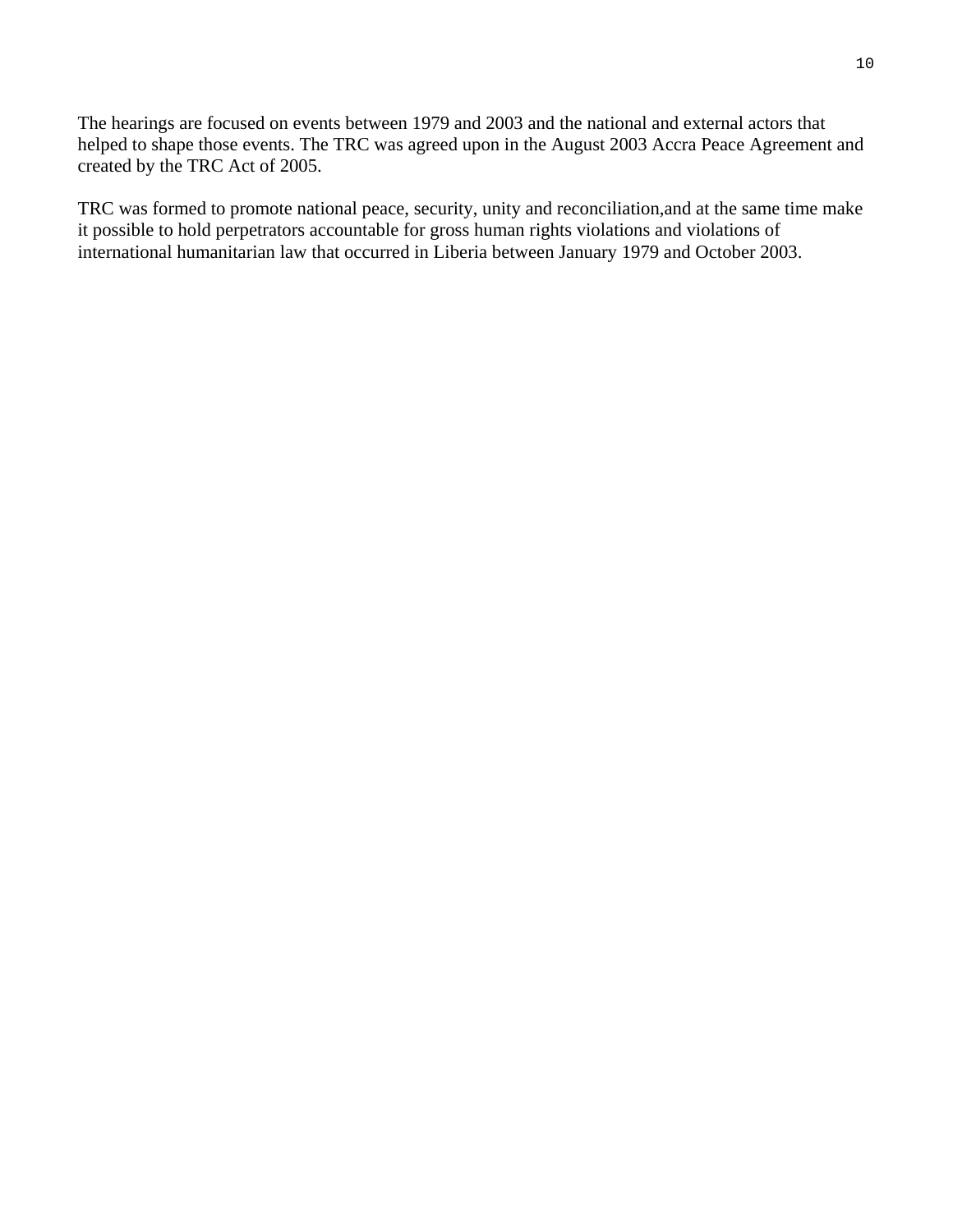The hearings are focused on events between 1979 and 2003 and the national and external actors that helped to shape those events. The TRC was agreed upon in the August 2003 Accra Peace Agreement and created by the TRC Act of 2005.

TRC was formed to promote national peace, security, unity and reconciliation,and at the same time make it possible to hold perpetrators accountable for gross human rights violations and violations of international humanitarian law that occurred in Liberia between January 1979 and October 2003.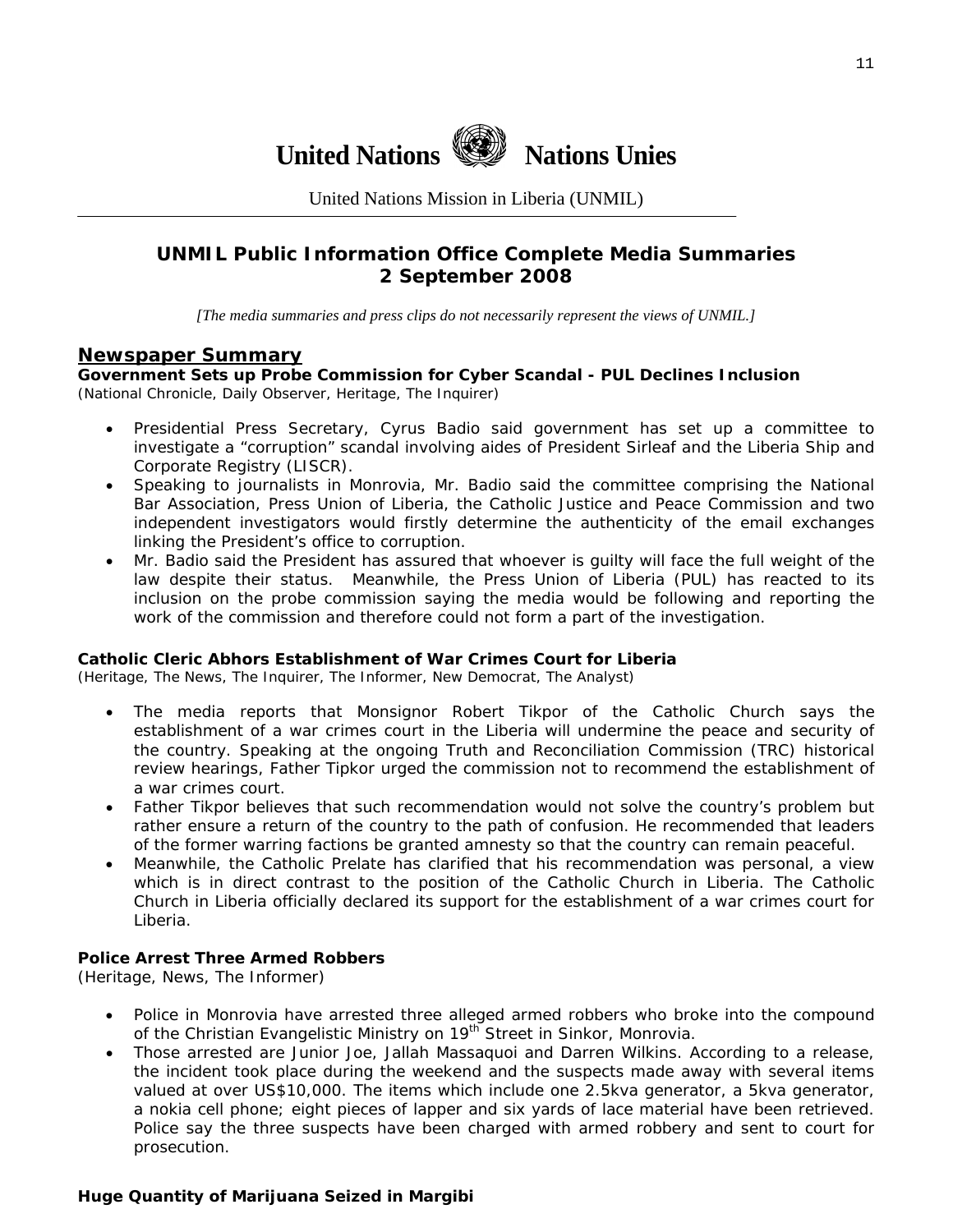# United Nations Nations Unies

United Nations Mission in Liberia (UNMIL)

## UNMIL Public Information Office Complete Media Summaries
## 2 September 2008

*[The media summaries and press clips do not necessarily represent the views of UNMIL.]*

## Newspaper Summary

**Government Sets up Probe Commission for Cyber Scandal - PUL Declines Inclusion**
(National Chronicle, Daily Observer, Heritage, The Inquirer)

- Presidential Press Secretary, Cyrus Badio said government has set up a committee to investigate a "corruption" scandal involving aides of President Sirleaf and the Liberia Ship and Corporate Registry (LISCR).
- Speaking to journalists in Monrovia, Mr. Badio said the committee comprising the National Bar Association, Press Union of Liberia, the Catholic Justice and Peace Commission and two independent investigators would firstly determine the authenticity of the email exchanges linking the President's office to corruption.
- Mr. Badio said the President has assured that whoever is guilty will face the full weight of the law despite their status. Meanwhile, the Press Union of Liberia (PUL) has reacted to its inclusion on the probe commission saying the media would be following and reporting the work of the commission and therefore could not form a part of the investigation.

**Catholic Cleric Abhors Establishment of War Crimes Court for Liberia**
(Heritage, The News, The Inquirer, The Informer, New Democrat, The Analyst)

- The media reports that Monsignor Robert Tikpor of the Catholic Church says the establishment of a war crimes court in the Liberia will undermine the peace and security of the country. Speaking at the ongoing Truth and Reconciliation Commission (TRC) historical review hearings, Father Tipkor urged the commission not to recommend the establishment of a war crimes court.
- Father Tikpor believes that such recommendation would not solve the country's problem but rather ensure a return of the country to the path of confusion. He recommended that leaders of the former warring factions be granted amnesty so that the country can remain peaceful.
- Meanwhile, the Catholic Prelate has clarified that his recommendation was personal, a view which is in direct contrast to the position of the Catholic Church in Liberia. The Catholic Church in Liberia officially declared its support for the establishment of a war crimes court for Liberia.

**Police Arrest Three Armed Robbers**
(Heritage, News, The Informer)

- Police in Monrovia have arrested three alleged armed robbers who broke into the compound of the Christian Evangelistic Ministry on 19th Street in Sinkor, Monrovia.
- Those arrested are Junior Joe, Jallah Massaquoi and Darren Wilkins. According to a release, the incident took place during the weekend and the suspects made away with several items valued at over US$10,000. The items which include one 2.5kva generator, a 5kva generator, a nokia cell phone; eight pieces of lapper and six yards of lace material have been retrieved. Police say the three suspects have been charged with armed robbery and sent to court for prosecution.

**Huge Quantity of Marijuana Seized in Margibi**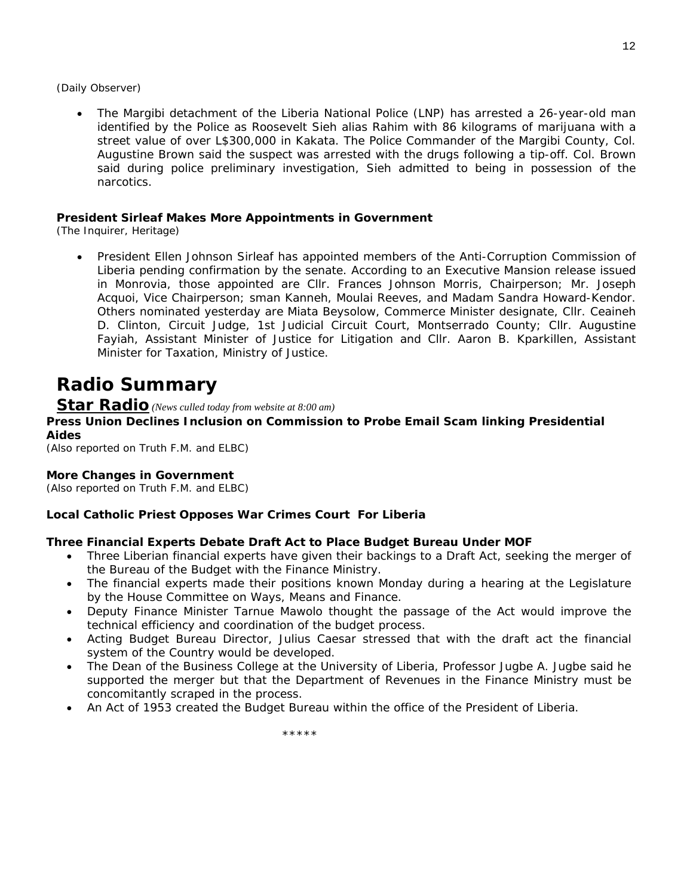(Daily Observer)

- The Margibi detachment of the Liberia National Police (LNP) has arrested a 26-year-old man identified by the Police as Roosevelt Sieh alias Rahim with 86 kilograms of marijuana with a street value of over L$300,000 in Kakata. The Police Commander of the Margibi County, Col. Augustine Brown said the suspect was arrested with the drugs following a tip-off. Col. Brown said during police preliminary investigation, Sieh admitted to being in possession of the narcotics.

**President Sirleaf Makes More Appointments in Government**
(The Inquirer, Heritage)

- President Ellen Johnson Sirleaf has appointed members of the Anti-Corruption Commission of Liberia pending confirmation by the senate. According to an Executive Mansion release issued in Monrovia, those appointed are Cllr. Frances Johnson Morris, Chairperson; Mr. Joseph Acquoi, Vice Chairperson; sman Kanneh, Moulai Reeves, and Madam Sandra Howard-Kendor. Others nominated yesterday are Miata Beysolow, Commerce Minister designate, Cllr. Ceaineh D. Clinton, Circuit Judge, 1st Judicial Circuit Court, Montserrado County; Cllr. Augustine Fayiah, Assistant Minister of Justice for Litigation and Cllr. Aaron B. Kparkillen, Assistant Minister for Taxation, Ministry of Justice.

# Radio Summary

## Star Radio *(News culled today from website at 8:00 am)*

**Press Union Declines Inclusion on Commission to Probe Email Scam linking Presidential Aides**
(Also reported on Truth F.M. and ELBC)

**More Changes in Government**
(Also reported on Truth F.M. and ELBC)

**Local Catholic Priest Opposes War Crimes Court For Liberia**

**Three Financial Experts Debate Draft Act to Place Budget Bureau Under MOF**

- Three Liberian financial experts have given their backings to a Draft Act, seeking the merger of the Bureau of the Budget with the Finance Ministry.
- The financial experts made their positions known Monday during a hearing at the Legislature by the House Committee on Ways, Means and Finance.
- Deputy Finance Minister Tarnue Mawolo thought the passage of the Act would improve the technical efficiency and coordination of the budget process.
- Acting Budget Bureau Director, Julius Caesar stressed that with the draft act the financial system of the Country would be developed.
- The Dean of the Business College at the University of Liberia, Professor Jugbe A. Jugbe said he supported the merger but that the Department of Revenues in the Finance Ministry must be concomitantly scraped in the process.
- An Act of 1953 created the Budget Bureau within the office of the President of Liberia.

*****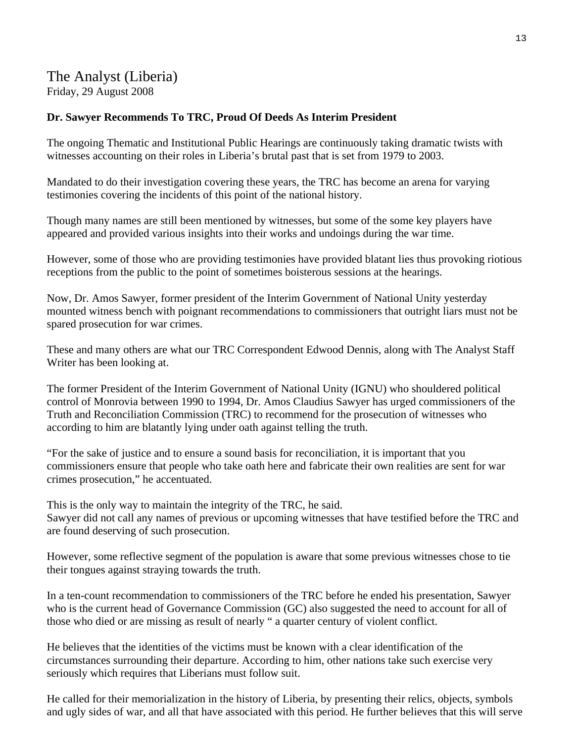# The Analyst (Liberia)

Friday, 29 August 2008

**Dr. Sawyer Recommends To TRC, Proud Of Deeds As Interim President**

The ongoing Thematic and Institutional Public Hearings are continuously taking dramatic twists with witnesses accounting on their roles in Liberia's brutal past that is set from 1979 to 2003.

Mandated to do their investigation covering these years, the TRC has become an arena for varying testimonies covering the incidents of this point of the national history.

Though many names are still been mentioned by witnesses, but some of the some key players have appeared and provided various insights into their works and undoings during the war time.

However, some of those who are providing testimonies have provided blatant lies thus provoking riotious receptions from the public to the point of sometimes boisterous sessions at the hearings.

Now, Dr. Amos Sawyer, former president of the Interim Government of National Unity yesterday mounted witness bench with poignant recommendations to commissioners that outright liars must not be spared prosecution for war crimes.

These and many others are what our TRC Correspondent Edwood Dennis, along with The Analyst Staff Writer has been looking at.

The former President of the Interim Government of National Unity (IGNU) who shouldered political control of Monrovia between 1990 to 1994, Dr. Amos Claudius Sawyer has urged commissioners of the Truth and Reconciliation Commission (TRC) to recommend for the prosecution of witnesses who according to him are blatantly lying under oath against telling the truth.

"For the sake of justice and to ensure a sound basis for reconciliation, it is important that you commissioners ensure that people who take oath here and fabricate their own realities are sent for war crimes prosecution," he accentuated.

This is the only way to maintain the integrity of the TRC, he said.
Sawyer did not call any names of previous or upcoming witnesses that have testified before the TRC and are found deserving of such prosecution.

However, some reflective segment of the population is aware that some previous witnesses chose to tie their tongues against straying towards the truth.

In a ten-count recommendation to commissioners of the TRC before he ended his presentation, Sawyer who is the current head of Governance Commission (GC) also suggested the need to account for all of those who died or are missing as result of nearly " a quarter century of violent conflict.

He believes that the identities of the victims must be known with a clear identification of the circumstances surrounding their departure. According to him, other nations take such exercise very seriously which requires that Liberians must follow suit.

He called for their memorialization in the history of Liberia, by presenting their relics, objects, symbols and ugly sides of war, and all that have associated with this period. He further believes that this will serve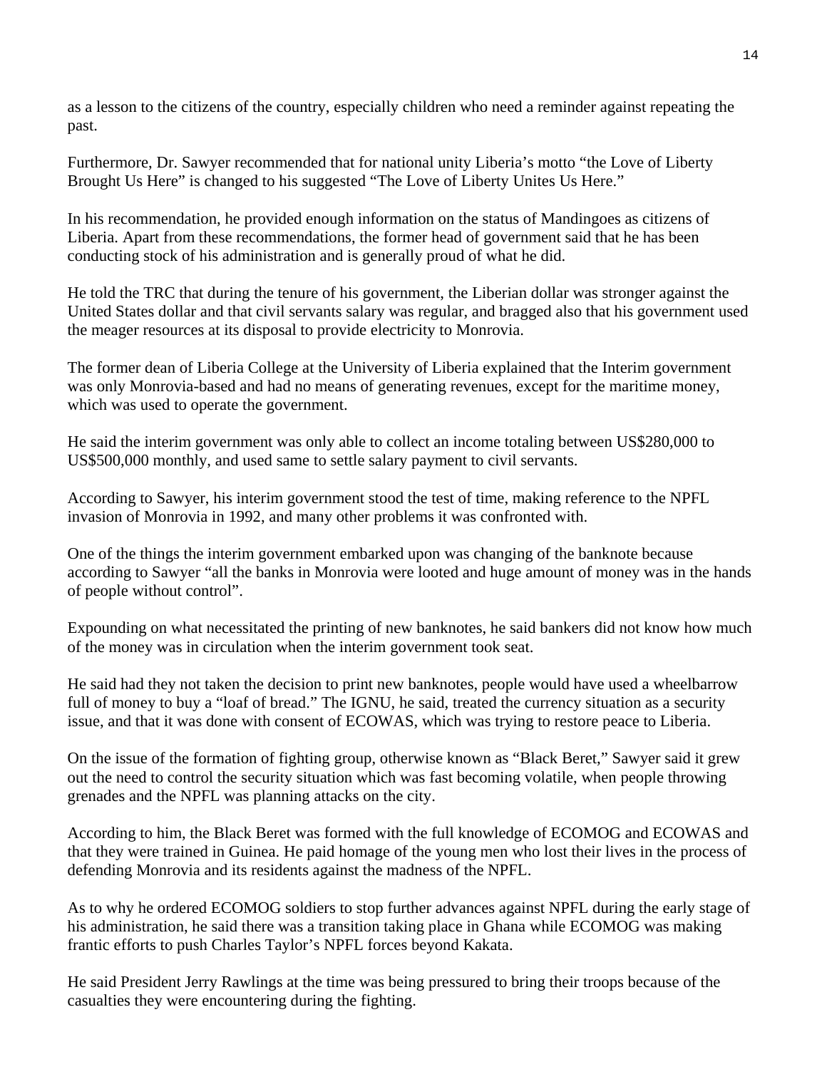as a lesson to the citizens of the country, especially children who need a reminder against repeating the past.

Furthermore, Dr. Sawyer recommended that for national unity Liberia's motto "the Love of Liberty Brought Us Here" is changed to his suggested "The Love of Liberty Unites Us Here."

In his recommendation, he provided enough information on the status of Mandingoes as citizens of Liberia. Apart from these recommendations, the former head of government said that he has been conducting stock of his administration and is generally proud of what he did.

He told the TRC that during the tenure of his government, the Liberian dollar was stronger against the United States dollar and that civil servants salary was regular, and bragged also that his government used the meager resources at its disposal to provide electricity to Monrovia.

The former dean of Liberia College at the University of Liberia explained that the Interim government was only Monrovia-based and had no means of generating revenues, except for the maritime money, which was used to operate the government.

He said the interim government was only able to collect an income totaling between US$280,000 to US$500,000 monthly, and used same to settle salary payment to civil servants.

According to Sawyer, his interim government stood the test of time, making reference to the NPFL invasion of Monrovia in 1992, and many other problems it was confronted with.

One of the things the interim government embarked upon was changing of the banknote because according to Sawyer "all the banks in Monrovia were looted and huge amount of money was in the hands of people without control".

Expounding on what necessitated the printing of new banknotes, he said bankers did not know how much of the money was in circulation when the interim government took seat.

He said had they not taken the decision to print new banknotes, people would have used a wheelbarrow full of money to buy a "loaf of bread." The IGNU, he said, treated the currency situation as a security issue, and that it was done with consent of ECOWAS, which was trying to restore peace to Liberia.

On the issue of the formation of fighting group, otherwise known as "Black Beret," Sawyer said it grew out the need to control the security situation which was fast becoming volatile, when people throwing grenades and the NPFL was planning attacks on the city.

According to him, the Black Beret was formed with the full knowledge of ECOMOG and ECOWAS and that they were trained in Guinea. He paid homage of the young men who lost their lives in the process of defending Monrovia and its residents against the madness of the NPFL.

As to why he ordered ECOMOG soldiers to stop further advances against NPFL during the early stage of his administration, he said there was a transition taking place in Ghana while ECOMOG was making frantic efforts to push Charles Taylor's NPFL forces beyond Kakata.

He said President Jerry Rawlings at the time was being pressured to bring their troops because of the casualties they were encountering during the fighting.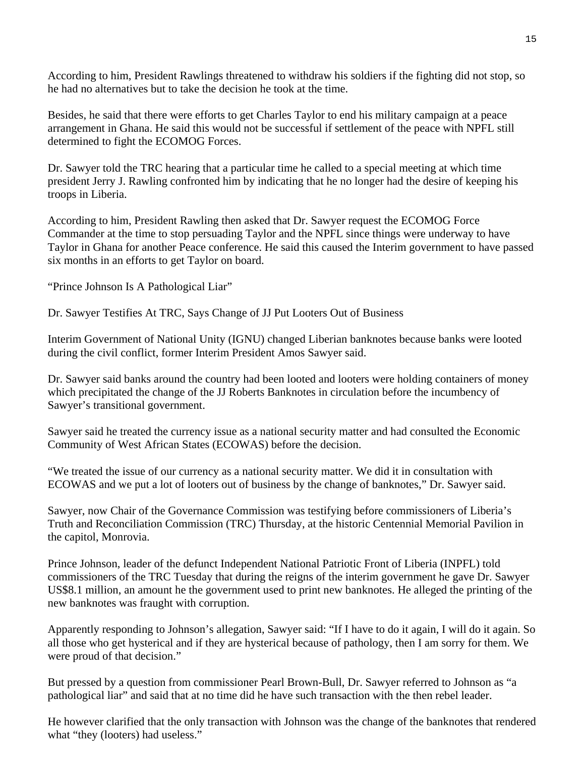According to him, President Rawlings threatened to withdraw his soldiers if the fighting did not stop, so he had no alternatives but to take the decision he took at the time.

Besides, he said that there were efforts to get Charles Taylor to end his military campaign at a peace arrangement in Ghana. He said this would not be successful if settlement of the peace with NPFL still determined to fight the ECOMOG Forces.

Dr. Sawyer told the TRC hearing that a particular time he called to a special meeting at which time president Jerry J. Rawling confronted him by indicating that he no longer had the desire of keeping his troops in Liberia.

According to him, President Rawling then asked that Dr. Sawyer request the ECOMOG Force Commander at the time to stop persuading Taylor and the NPFL since things were underway to have Taylor in Ghana for another Peace conference. He said this caused the Interim government to have passed six months in an efforts to get Taylor on board.

## "Prince Johnson Is A Pathological Liar"

### Dr. Sawyer Testifies At TRC, Says Change of JJ Put Looters Out of Business

Interim Government of National Unity (IGNU) changed Liberian banknotes because banks were looted during the civil conflict, former Interim President Amos Sawyer said.

Dr. Sawyer said banks around the country had been looted and looters were holding containers of money which precipitated the change of the JJ Roberts Banknotes in circulation before the incumbency of Sawyer's transitional government.

Sawyer said he treated the currency issue as a national security matter and had consulted the Economic Community of West African States (ECOWAS) before the decision.

"We treated the issue of our currency as a national security matter. We did it in consultation with ECOWAS and we put a lot of looters out of business by the change of banknotes," Dr. Sawyer said.

Sawyer, now Chair of the Governance Commission was testifying before commissioners of Liberia's Truth and Reconciliation Commission (TRC) Thursday, at the historic Centennial Memorial Pavilion in the capitol, Monrovia.

Prince Johnson, leader of the defunct Independent National Patriotic Front of Liberia (INPFL) told commissioners of the TRC Tuesday that during the reigns of the interim government he gave Dr. Sawyer US$8.1 million, an amount he the government used to print new banknotes. He alleged the printing of the new banknotes was fraught with corruption.

Apparently responding to Johnson's allegation, Sawyer said: "If I have to do it again, I will do it again. So all those who get hysterical and if they are hysterical because of pathology, then I am sorry for them. We were proud of that decision."

But pressed by a question from commissioner Pearl Brown-Bull, Dr. Sawyer referred to Johnson as "a pathological liar" and said that at no time did he have such transaction with the then rebel leader.

He however clarified that the only transaction with Johnson was the change of the banknotes that rendered what "they (looters) had useless."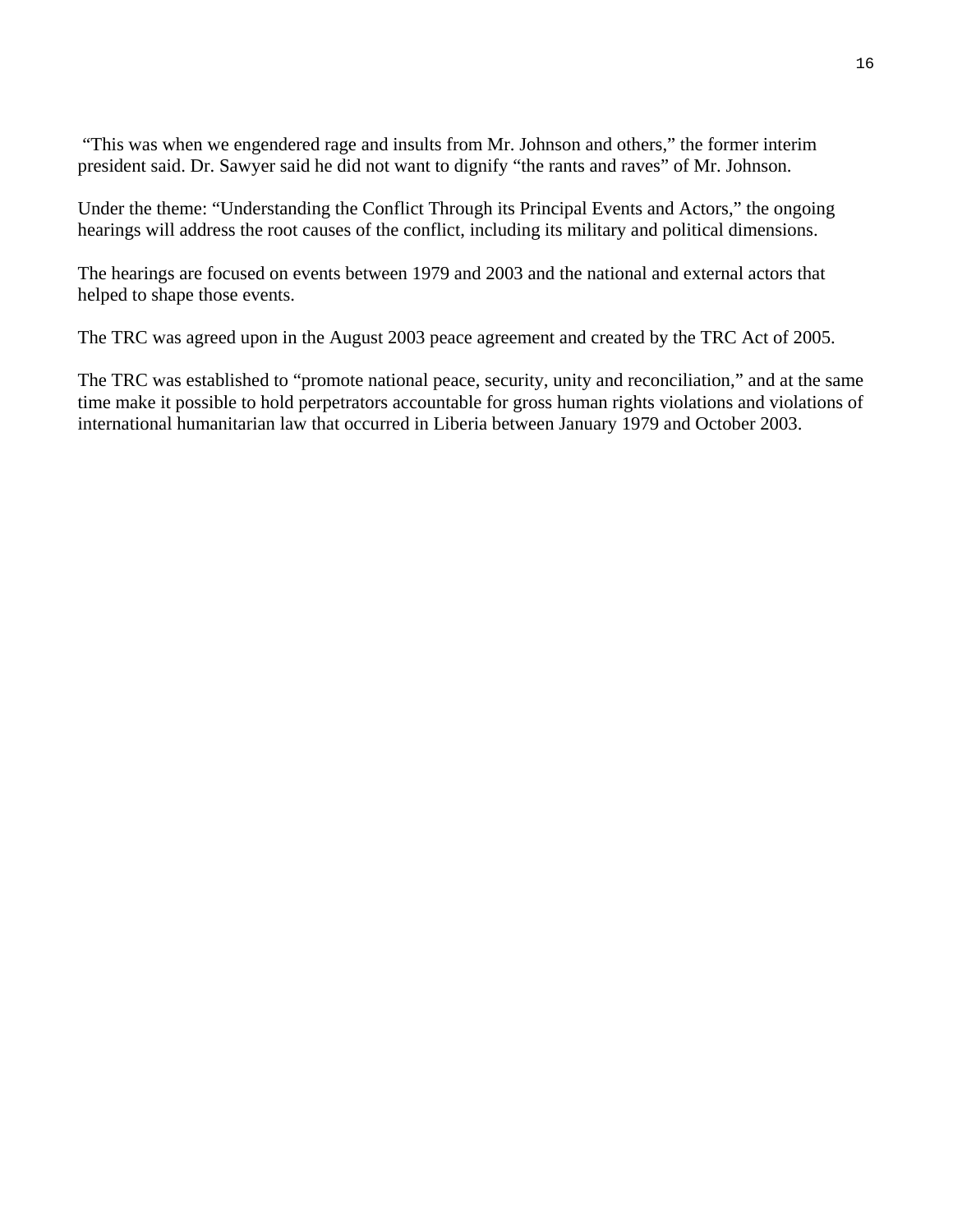“This was when we engendered rage and insults from Mr. Johnson and others,” the former interim president said. Dr. Sawyer said he did not want to dignify “the rants and raves” of Mr. Johnson.

Under the theme: “Understanding the Conflict Through its Principal Events and Actors,” the ongoing hearings will address the root causes of the conflict, including its military and political dimensions.

The hearings are focused on events between 1979 and 2003 and the national and external actors that helped to shape those events.

The TRC was agreed upon in the August 2003 peace agreement and created by the TRC Act of 2005.

The TRC was established to “promote national peace, security, unity and reconciliation,” and at the same time make it possible to hold perpetrators accountable for gross human rights violations and violations of international humanitarian law that occurred in Liberia between January 1979 and October 2003.